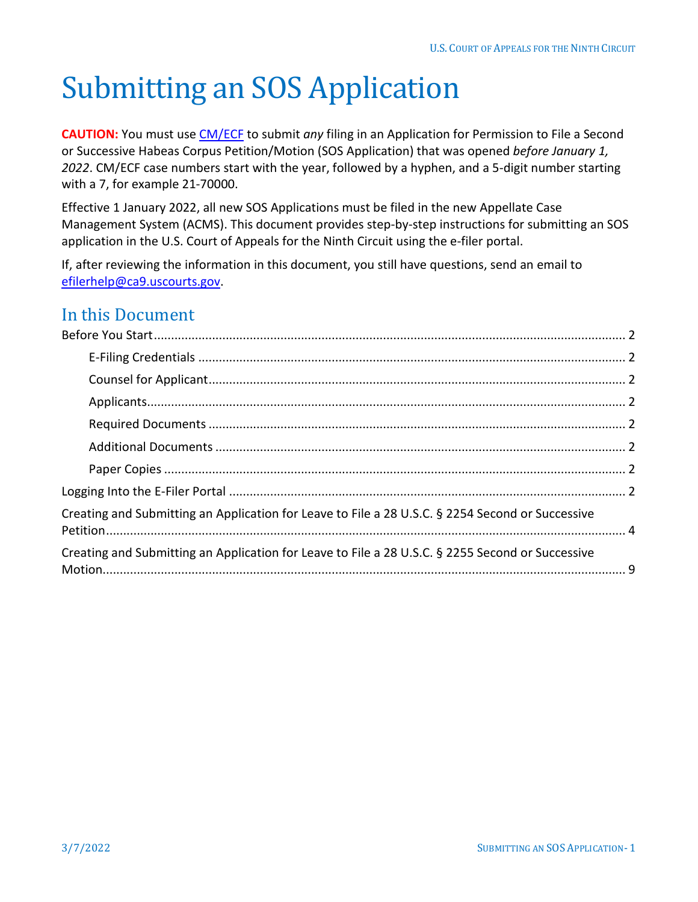# Submitting an SOS Application

**CAUTION:** You must use CM/ECF to submit *any* filing in an Application for Permission to File a Second or Successive Habeas Corpus Petition/Motion (SOS Application) that was opened *before January 1, 2022*. CM/ECF case numbers start with the year, followed by a hyphen, and a 5-digit number starting with a 7, for example 21-70000.

Effective 1 January 2022, all new SOS Applications must be filed in the new Appellate Case Management System (ACMS). This document provides step-by-step instructions for submitting an SOS application in the U.S. Court of Appeals for the Ninth Circuit using the e-filer portal.

If, after reviewing the information in this document, you still have questions, send an email to efilerhelp@ca9.uscourts.gov.

## In this Document

- Before You Start ..... 2
  - E-Filing Credentials ..... 2
  - Counsel for Applicant ..... 2
  - Applicants ..... 2
  - Required Documents ..... 2
  - Additional Documents ..... 2
  - Paper Copies ..... 2
- Logging Into the E-Filer Portal ..... 2
- Creating and Submitting an Application for Leave to File a 28 U.S.C. § 2254 Second or Successive Petition ..... 4
- Creating and Submitting an Application for Leave to File a 28 U.S.C. § 2255 Second or Successive Motion ..... 9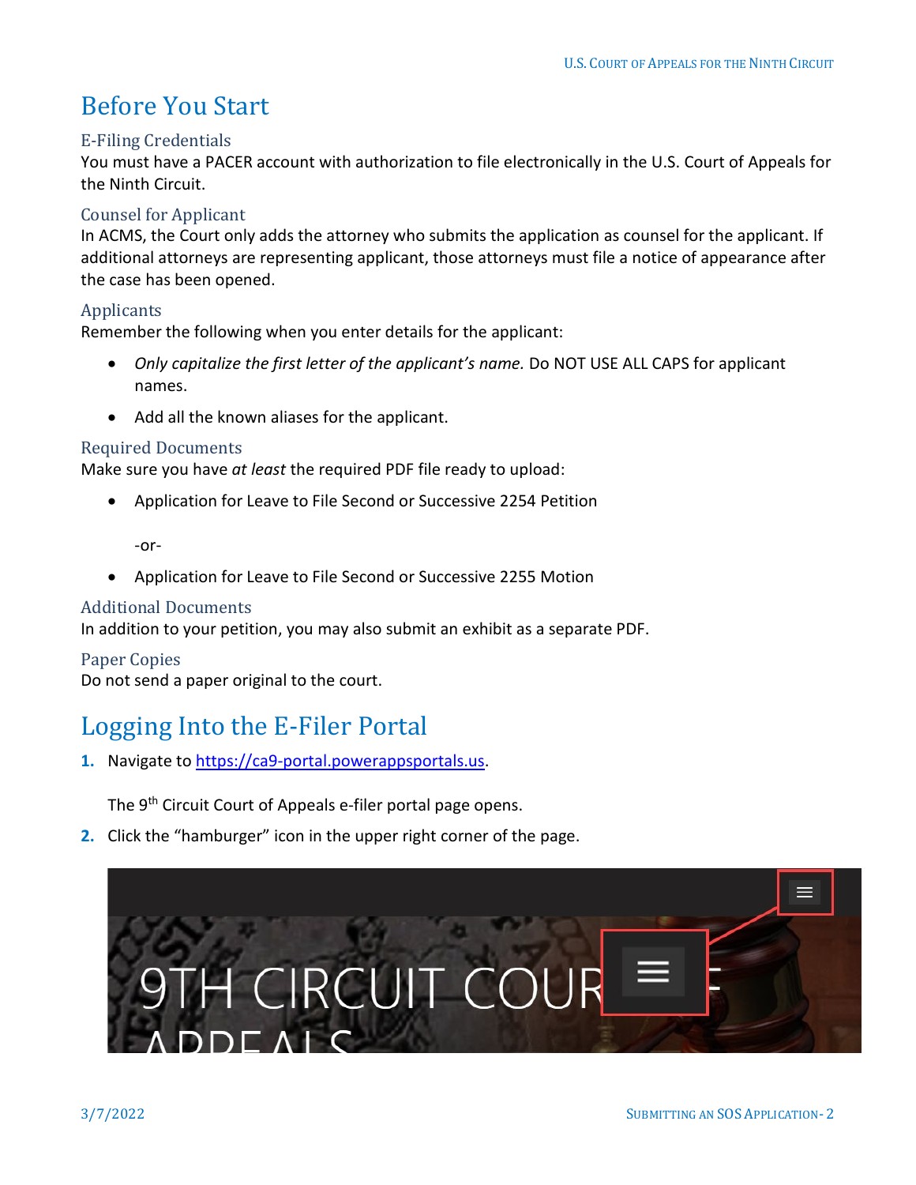# Before You Start

## E-Filing Credentials

You must have a PACER account with authorization to file electronically in the U.S. Court of Appeals for the Ninth Circuit.

## Counsel for Applicant

In ACMS, the Court only adds the attorney who submits the application as counsel for the applicant. If additional attorneys are representing applicant, those attorneys must file a notice of appearance after the case has been opened.

## Applicants

Remember the following when you enter details for the applicant:

- *Only capitalize the first letter of the applicant's name.* Do NOT USE ALL CAPS for applicant names.
- Add all the known aliases for the applicant.

## Required Documents

Make sure you have *at least* the required PDF file ready to upload:

- Application for Leave to File Second or Successive 2254 Petition

  -or-

- Application for Leave to File Second or Successive 2255 Motion

## Additional Documents

In addition to your petition, you may also submit an exhibit as a separate PDF.

## Paper Copies

Do not send a paper original to the court.

# Logging Into the E-Filer Portal

1. Navigate to [https://ca9-portal.powerappsportals.us](https://ca9-portal.powerappsportals.us).

   The 9th Circuit Court of Appeals e-filer portal page opens.

2. Click the "hamburger" icon in the upper right corner of the page.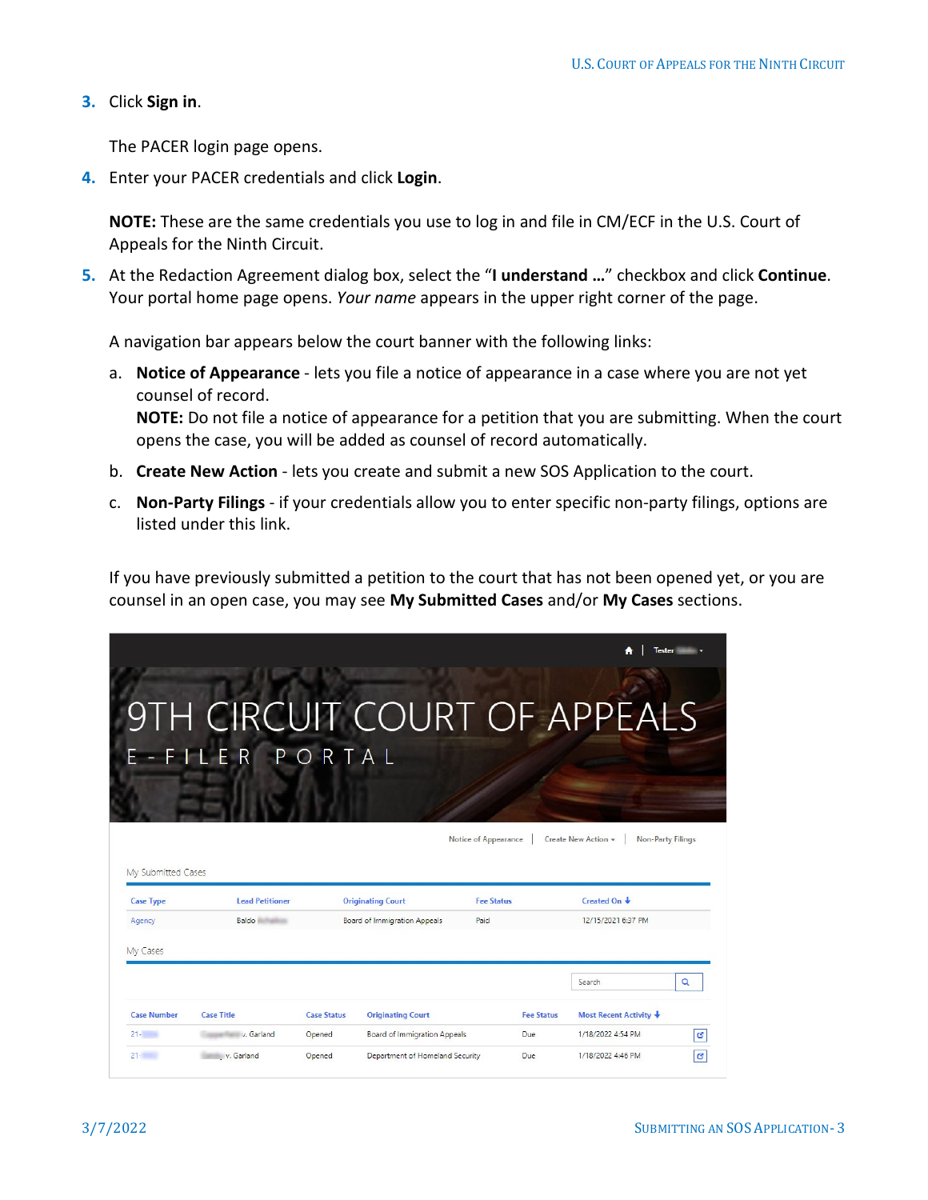3. Click **Sign in**.

   The PACER login page opens.

4. Enter your PACER credentials and click **Login**.

   **NOTE:** These are the same credentials you use to log in and file in CM/ECF in the U.S. Court of Appeals for the Ninth Circuit.

5. At the Redaction Agreement dialog box, select the "**I understand …**" checkbox and click **Continue**. Your portal home page opens. *Your name* appears in the upper right corner of the page.

   A navigation bar appears below the court banner with the following links:

   a. **Notice of Appearance** - lets you file a notice of appearance in a case where you are not yet counsel of record.
      **NOTE:** Do not file a notice of appearance for a petition that you are submitting. When the court opens the case, you will be added as counsel of record automatically.

   b. **Create New Action** - lets you create and submit a new SOS Application to the court.

   c. **Non-Party Filings** - if your credentials allow you to enter specific non-party filings, options are listed under this link.

   If you have previously submitted a petition to the court that has not been opened yet, or you are counsel in an open case, you may see **My Submitted Cases** and/or **My Cases** sections.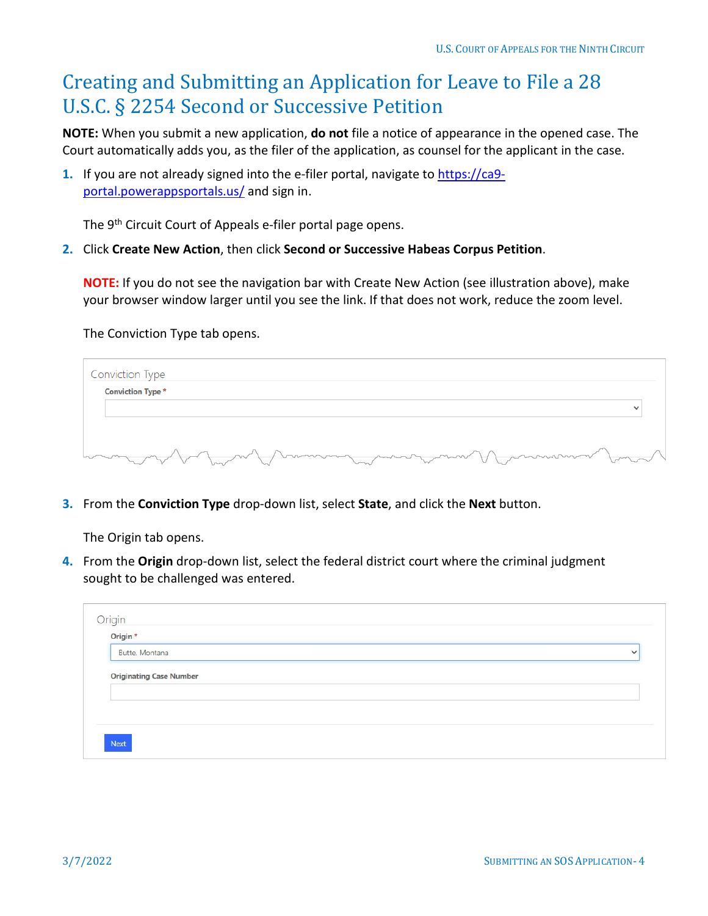# Creating and Submitting an Application for Leave to File a 28 U.S.C. § 2254 Second or Successive Petition

**NOTE:** When you submit a new application, **do not** file a notice of appearance in the opened case. The Court automatically adds you, as the filer of the application, as counsel for the applicant in the case.

1. If you are not already signed into the e-filer portal, navigate to https://ca9-portal.powerappsportals.us/ and sign in.

   The 9th Circuit Court of Appeals e-filer portal page opens.

2. Click **Create New Action**, then click **Second or Successive Habeas Corpus Petition**.

   **NOTE:** If you do not see the navigation bar with Create New Action (see illustration above), make your browser window larger until you see the link. If that does not work, reduce the zoom level.

   The Conviction Type tab opens.

   Conviction Type

   **Conviction Type** *

3. From the **Conviction Type** drop-down list, select **State**, and click the **Next** button.

   The Origin tab opens.

4. From the **Origin** drop-down list, select the federal district court where the criminal judgment sought to be challenged was entered.

   Origin

   **Origin** *

   Butte, Montana

   **Originating Case Number**

   Next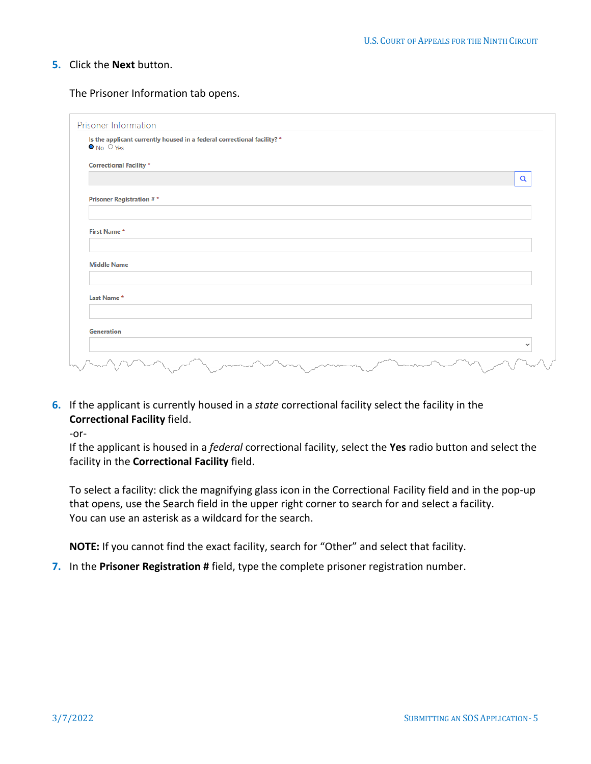5. Click the **Next** button.

   The Prisoner Information tab opens.

6. If the applicant is currently housed in a *state* correctional facility select the facility in the **Correctional Facility** field.
   -or-
   If the applicant is housed in a *federal* correctional facility, select the **Yes** radio button and select the facility in the **Correctional Facility** field.

   To select a facility: click the magnifying glass icon in the Correctional Facility field and in the pop-up that opens, use the Search field in the upper right corner to search for and select a facility. You can use an asterisk as a wildcard for the search.

   **NOTE:** If you cannot find the exact facility, search for "Other" and select that facility.

7. In the **Prisoner Registration #** field, type the complete prisoner registration number.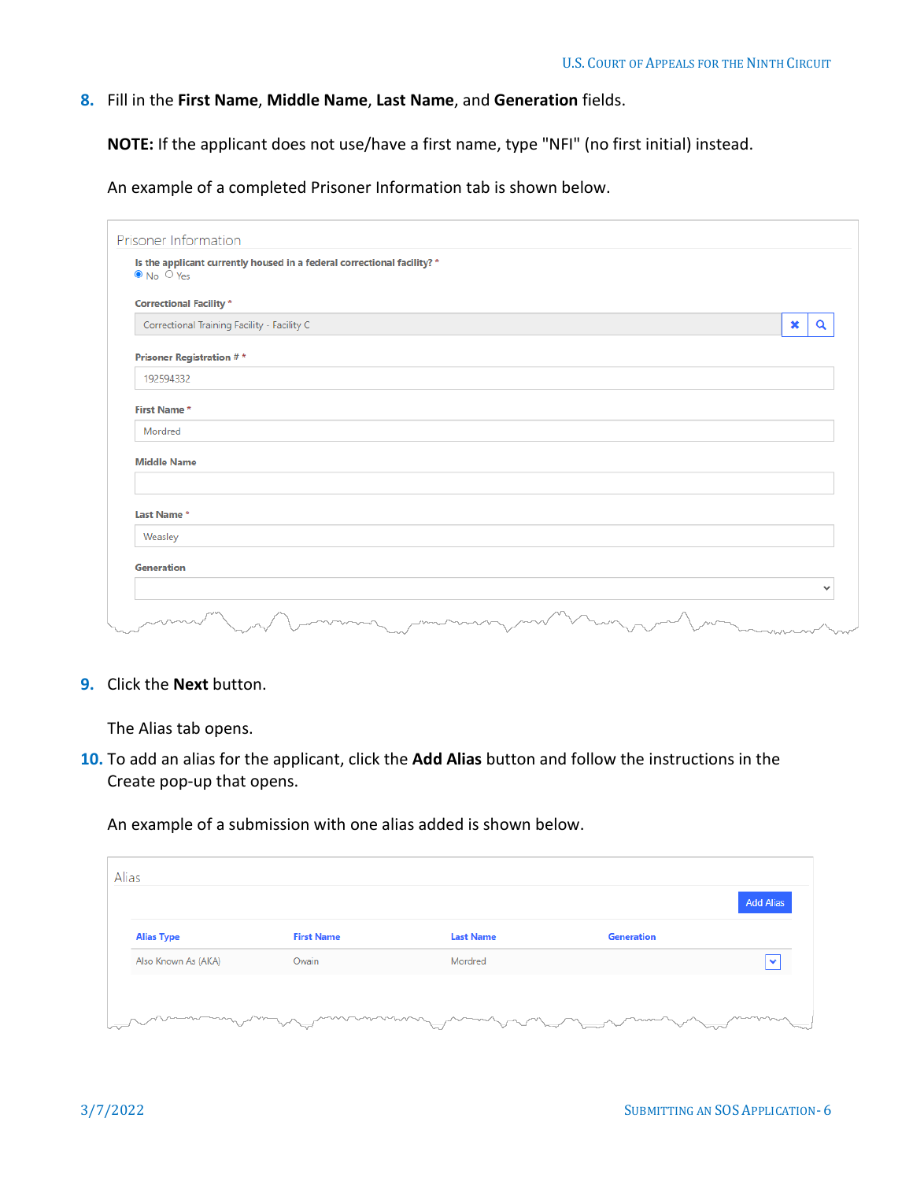8. Fill in the **First Name**, **Middle Name**, **Last Name**, and **Generation** fields.

   **NOTE:** If the applicant does not use/have a first name, type "NFI" (no first initial) instead.

   An example of a completed Prisoner Information tab is shown below.

   Prisoner Information

   Is the applicant currently housed in a federal correctional facility? *
   ● No ○ Yes

   Correctional Facility *
   Correctional Training Facility - Facility C

   Prisoner Registration # *
   192594332

   First Name *
   Mordred

   Middle Name

   Last Name *
   Weasley

   Generation

9. Click the **Next** button.

   The Alias tab opens.

10. To add an alias for the applicant, click the **Add Alias** button and follow the instructions in the Create pop-up that opens.

    An example of a submission with one alias added is shown below.

    Alias

    Add Alias

    | Alias Type | First Name | Last Name | Generation |
    | --- | --- | --- | --- |
    | Also Known As (AKA) | Owain | Mordred | |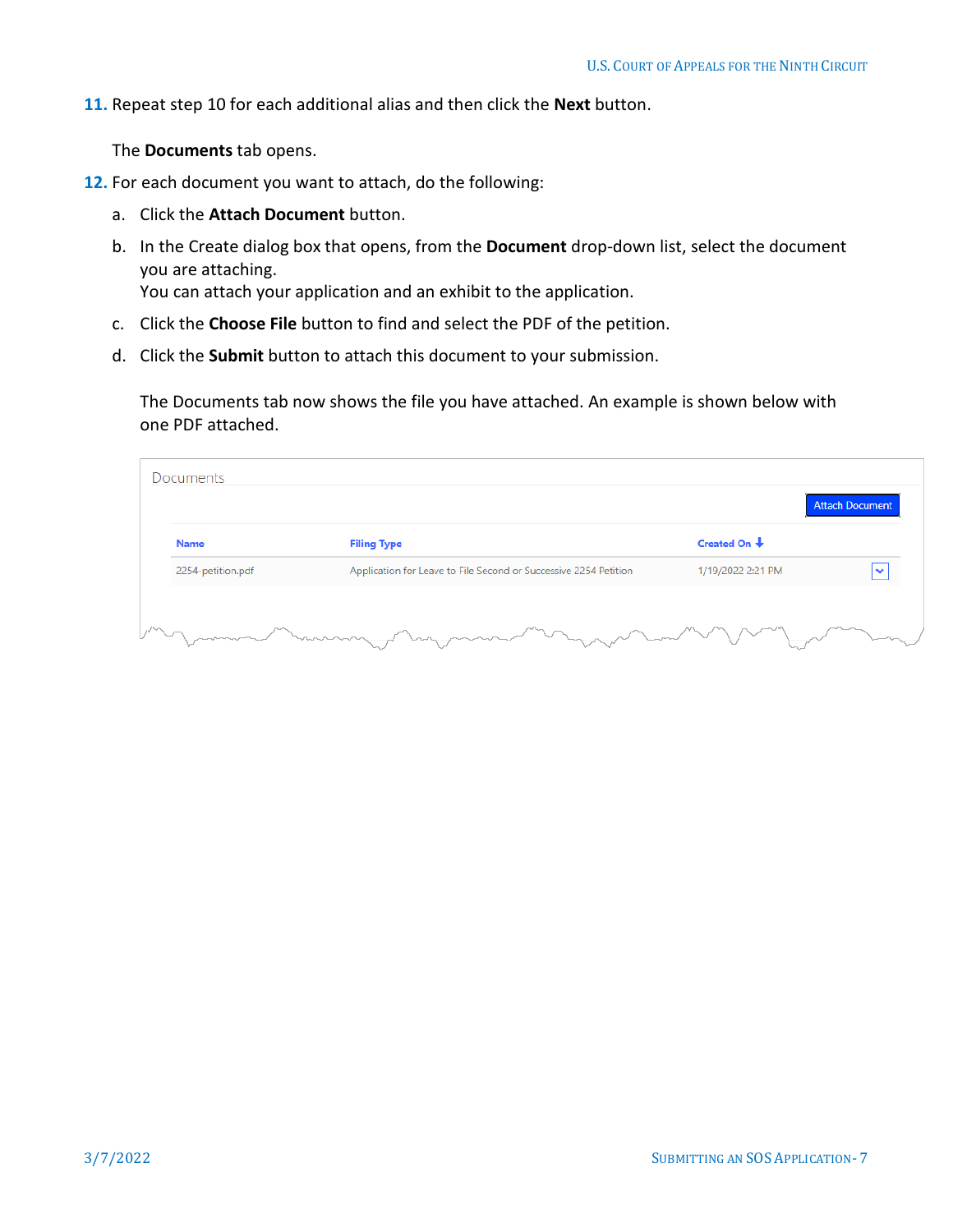11. Repeat step 10 for each additional alias and then click the **Next** button.

    The **Documents** tab opens.

12. For each document you want to attach, do the following:

    a. Click the **Attach Document** button.

    b. In the Create dialog box that opens, from the **Document** drop-down list, select the document you are attaching.
    You can attach your application and an exhibit to the application.

    c. Click the **Choose File** button to find and select the PDF of the petition.

    d. Click the **Submit** button to attach this document to your submission.

    The Documents tab now shows the file you have attached. An example is shown below with one PDF attached.

Documents

Attach Document

| Name | Filing Type | Created On ↓ |
|---|---|---|
| 2254-petition.pdf | Application for Leave to File Second or Successive 2254 Petition | 1/19/2022 2:21 PM |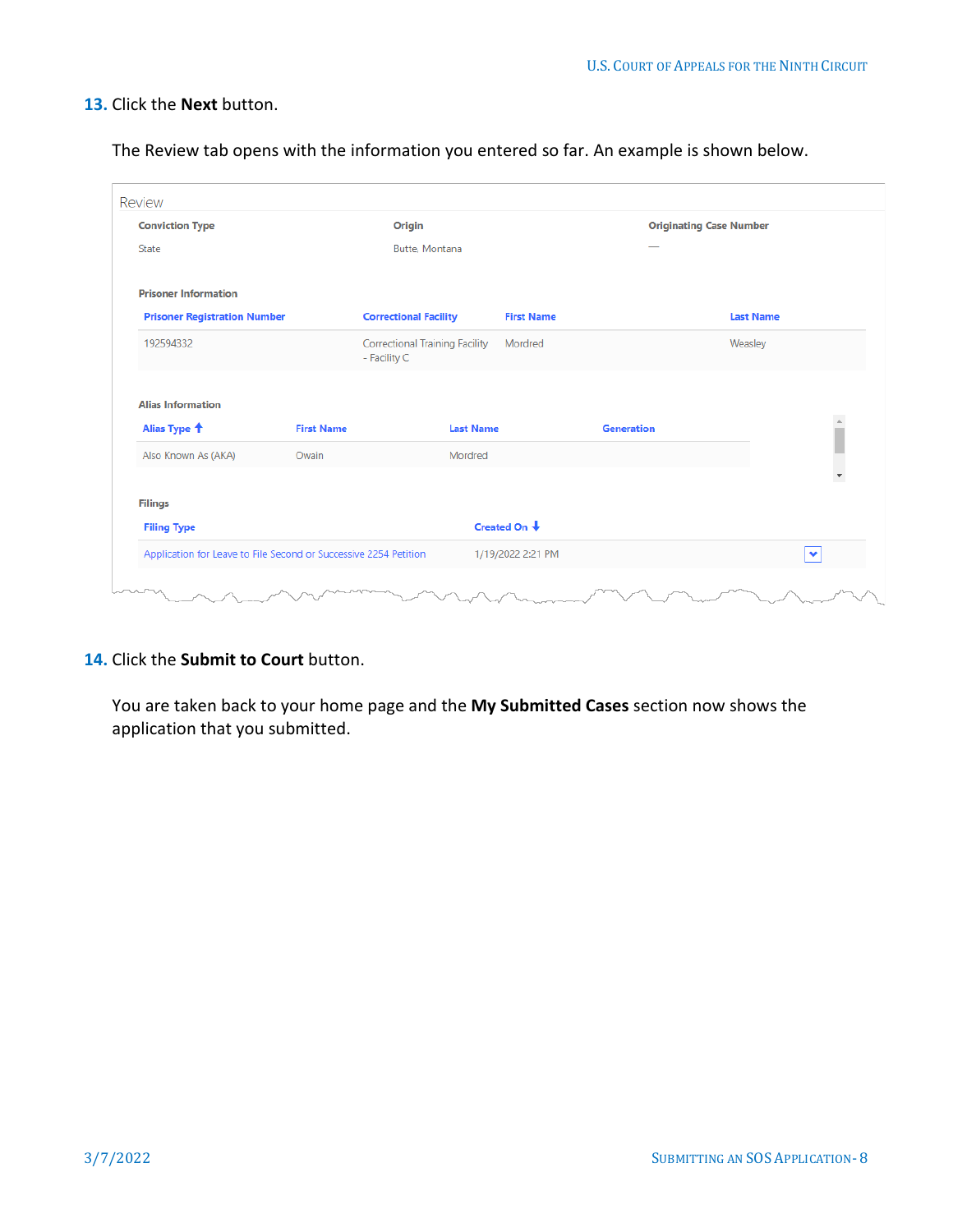13. Click the **Next** button.

The Review tab opens with the information you entered so far. An example is shown below.

Review

| Conviction Type | Origin | Originating Case Number |
|---|---|---|
| State | Butte, Montana | — |

Prisoner Information

| Prisoner Registration Number | Correctional Facility | First Name | Last Name |
|---|---|---|---|
| 192594332 | Correctional Training Facility - Facility C | Mordred | Weasley |

Alias Information

| Alias Type | First Name | Last Name | Generation |
|---|---|---|---|
| Also Known As (AKA) | Owain | Mordred | |

Filings

| Filing Type | Created On |
|---|---|
| Application for Leave to File Second or Successive 2254 Petition | 1/19/2022 2:21 PM |

14. Click the **Submit to Court** button.

You are taken back to your home page and the **My Submitted Cases** section now shows the application that you submitted.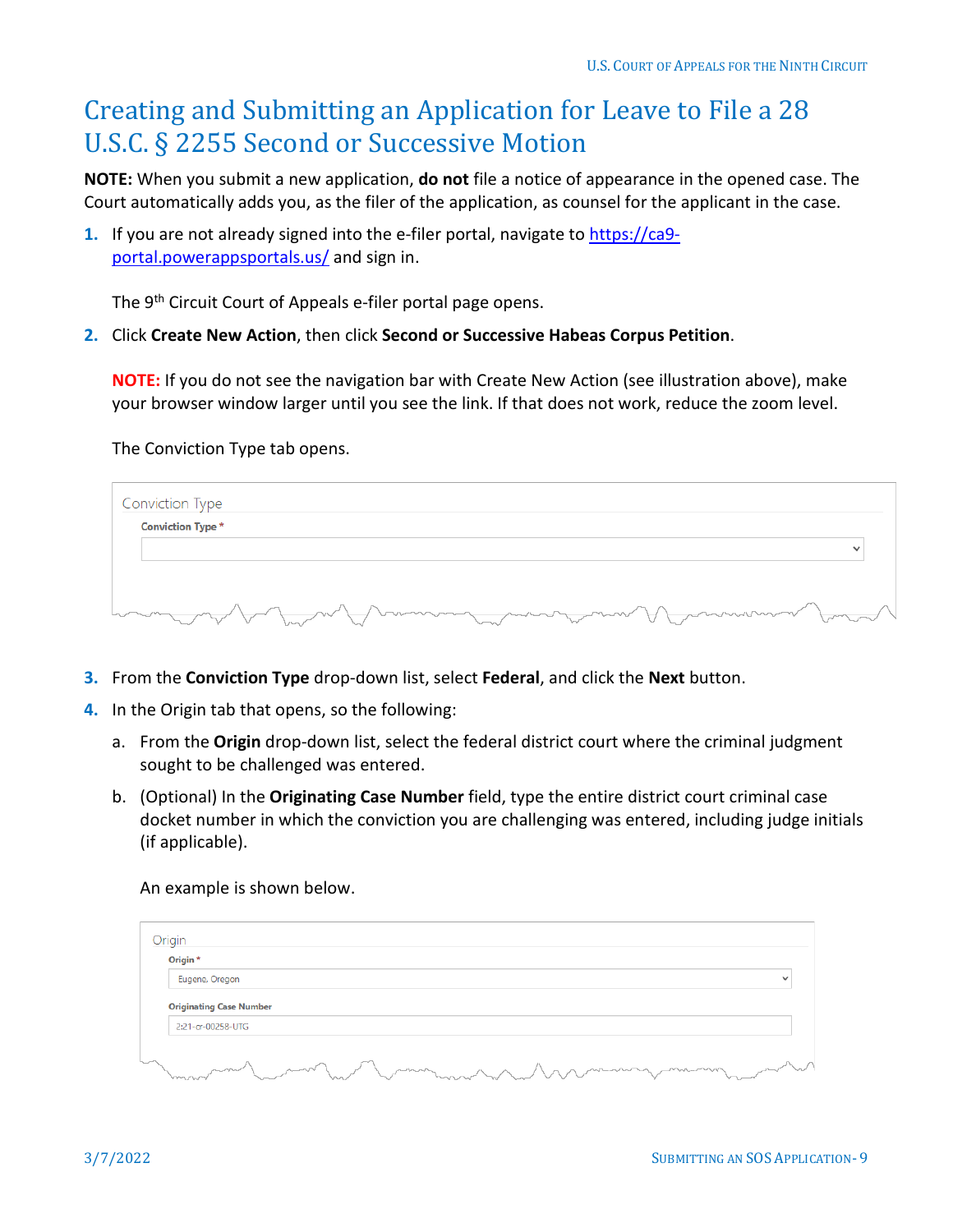# Creating and Submitting an Application for Leave to File a 28 U.S.C. § 2255 Second or Successive Motion

**NOTE:** When you submit a new application, **do not** file a notice of appearance in the opened case. The Court automatically adds you, as the filer of the application, as counsel for the applicant in the case.

1. If you are not already signed into the e-filer portal, navigate to https://ca9-portal.powerappsportals.us/ and sign in.

   The 9th Circuit Court of Appeals e-filer portal page opens.

2. Click **Create New Action**, then click **Second or Successive Habeas Corpus Petition**.

   **NOTE:** If you do not see the navigation bar with Create New Action (see illustration above), make your browser window larger until you see the link. If that does not work, reduce the zoom level.

   The Conviction Type tab opens.

3. From the **Conviction Type** drop-down list, select **Federal**, and click the **Next** button.
4. In the Origin tab that opens, so the following:
   a. From the **Origin** drop-down list, select the federal district court where the criminal judgment sought to be challenged was entered.
   b. (Optional) In the **Originating Case Number** field, type the entire district court criminal case docket number in which the conviction you are challenging was entered, including judge initials (if applicable).

      An example is shown below.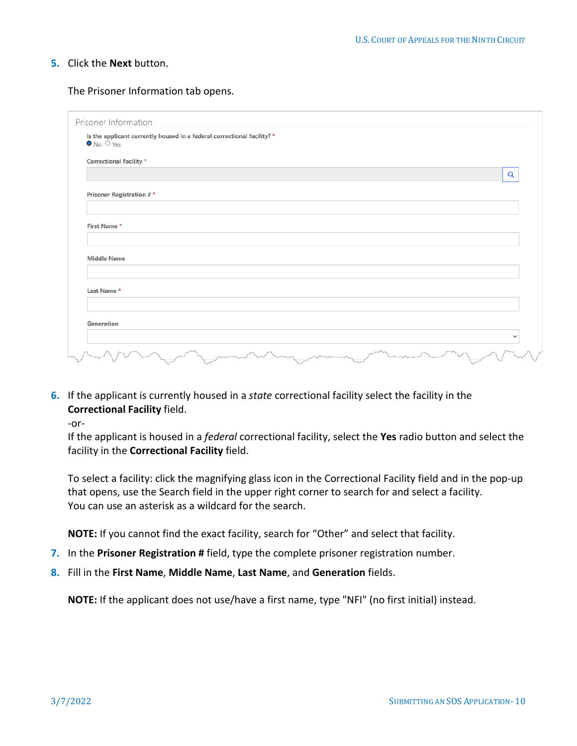5. Click the **Next** button.

   The Prisoner Information tab opens.

6. If the applicant is currently housed in a *state* correctional facility select the facility in the **Correctional Facility** field.

   -or-

   If the applicant is housed in a *federal* correctional facility, select the **Yes** radio button and select the facility in the **Correctional Facility** field.

   To select a facility: click the magnifying glass icon in the Correctional Facility field and in the pop-up that opens, use the Search field in the upper right corner to search for and select a facility. You can use an asterisk as a wildcard for the search.

   **NOTE:** If you cannot find the exact facility, search for "Other" and select that facility.

7. In the **Prisoner Registration #** field, type the complete prisoner registration number.
8. Fill in the **First Name**, **Middle Name**, **Last Name**, and **Generation** fields.

   **NOTE:** If the applicant does not use/have a first name, type "NFI" (no first initial) instead.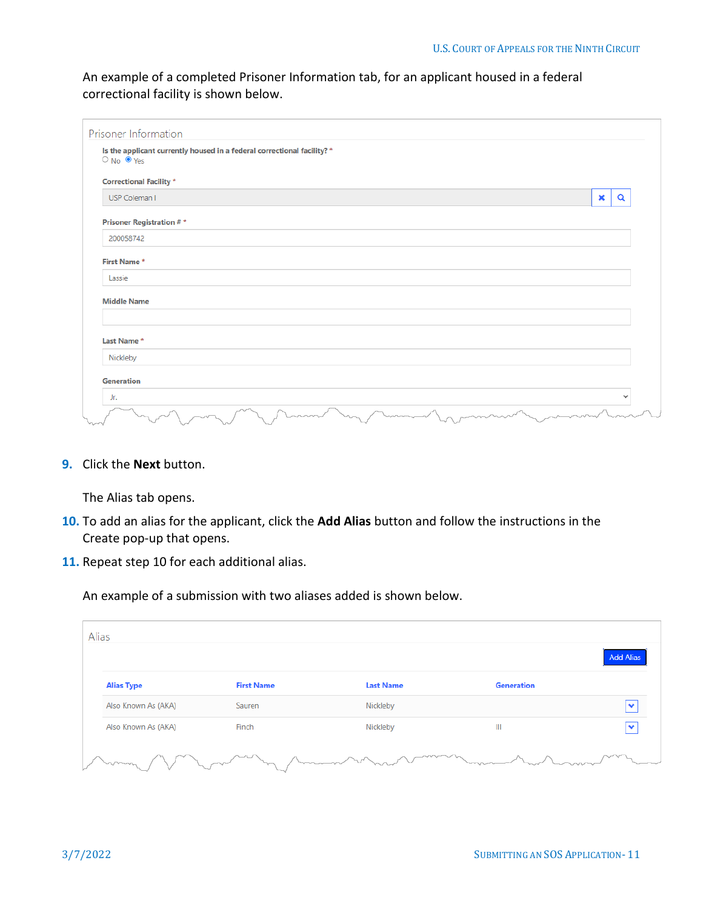An example of a completed Prisoner Information tab, for an applicant housed in a federal correctional facility is shown below.

**Prisoner Information**

**Is the applicant currently housed in a federal correctional facility?** *
○ No ◉ Yes

**Correctional Facility** *
USP Coleman I

**Prisoner Registration #** *
200058742

**First Name** *
Lassie

**Middle Name**

**Last Name** *
Nickleby

**Generation**
Jr.

9. Click the **Next** button.

   The Alias tab opens.

10. To add an alias for the applicant, click the **Add Alias** button and follow the instructions in the Create pop-up that opens.

11. Repeat step 10 for each additional alias.

    An example of a submission with two aliases added is shown below.

**Alias**

Add Alias

| Alias Type | First Name | Last Name | Generation |
|---|---|---|---|
| Also Known As (AKA) | Sauren | Nickleby | |
| Also Known As (AKA) | Finch | Nickleby | III |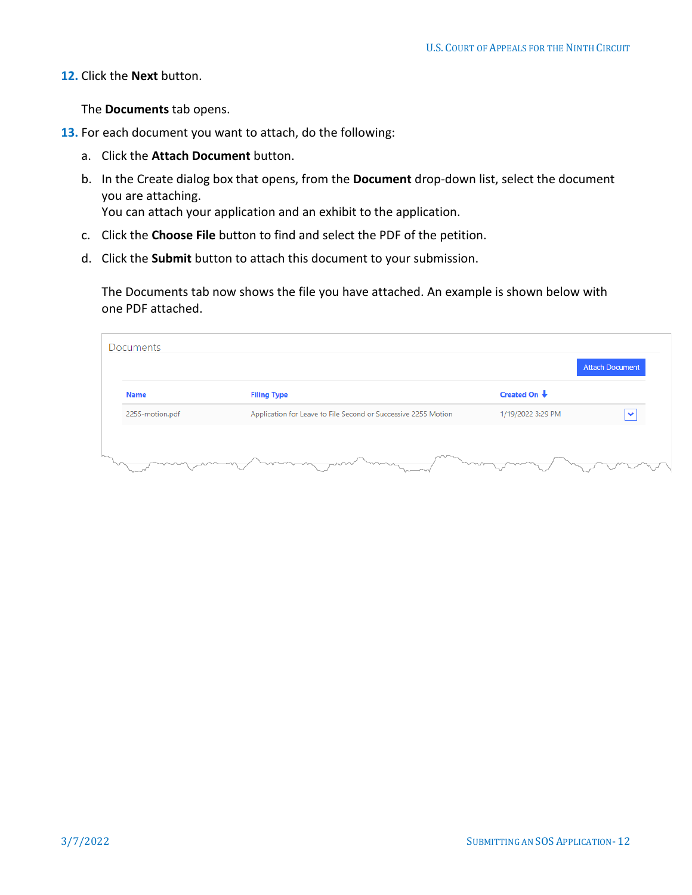12. Click the **Next** button.

    The **Documents** tab opens.

13. For each document you want to attach, do the following:

    a. Click the **Attach Document** button.

    b. In the Create dialog box that opens, from the **Document** drop-down list, select the document you are attaching.
    You can attach your application and an exhibit to the application.

    c. Click the **Choose File** button to find and select the PDF of the petition.

    d. Click the **Submit** button to attach this document to your submission.

    The Documents tab now shows the file you have attached. An example is shown below with one PDF attached.

Documents

Attach Document

| Name | Filing Type | Created On ↓ |
|---|---|---|
| 2255-motion.pdf | Application for Leave to File Second or Successive 2255 Motion | 1/19/2022 3:29 PM |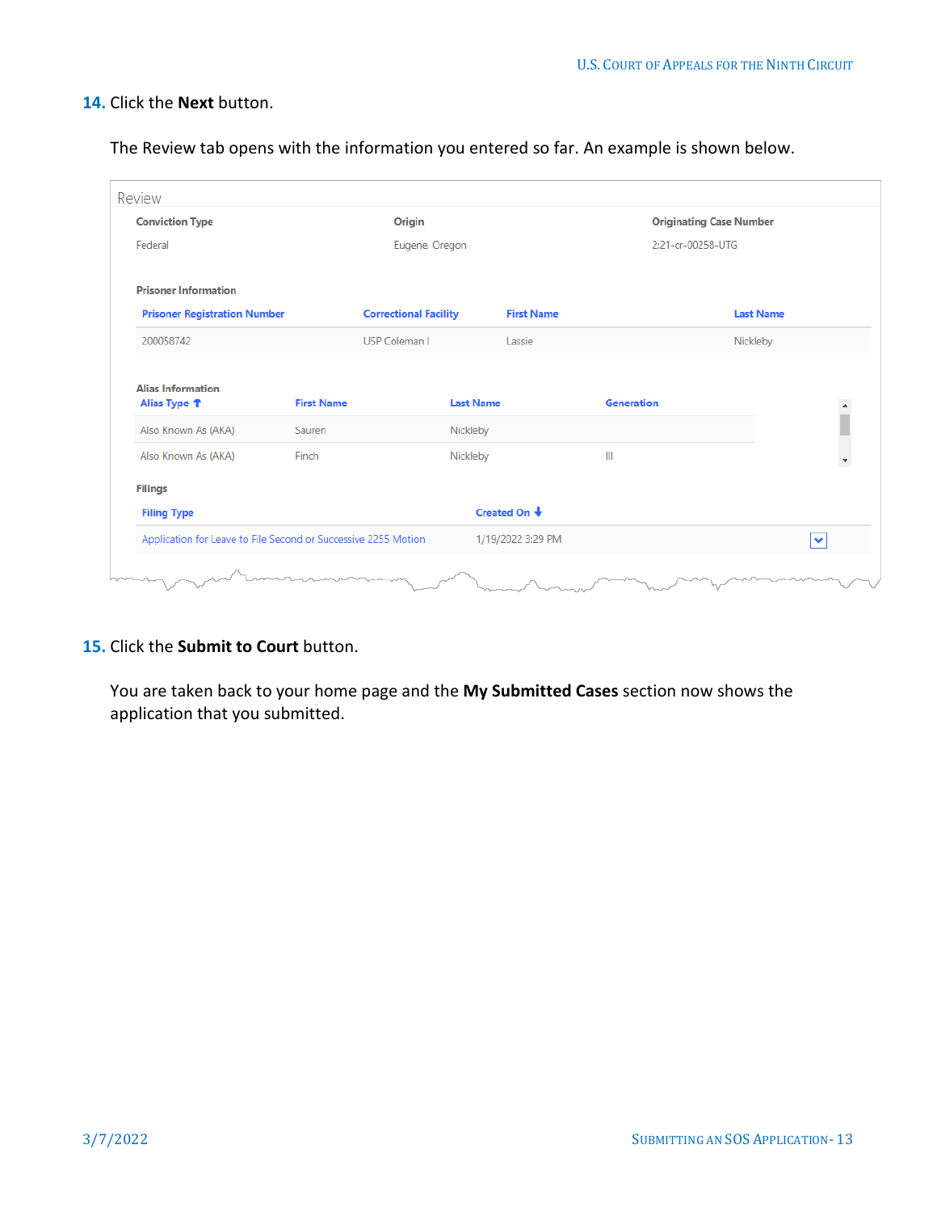14. Click the **Next** button.

The Review tab opens with the information you entered so far. An example is shown below.

Review

| Conviction Type | Origin | Originating Case Number |
|---|---|---|
| Federal | Eugene, Oregon | 2:21-cr-00258-UTG |

Prisoner Information

| Prisoner Registration Number | Correctional Facility | First Name | Last Name |
|---|---|---|---|
| 200058742 | USP Coleman I | Lassie | Nickleby |

Alias Information

| Alias Type | First Name | Last Name | Generation |
|---|---|---|---|
| Also Known As (AKA) | Sauren | Nickleby | |
| Also Known As (AKA) | Finch | Nickleby | III |

Filings

| Filing Type | Created On |
|---|---|
| Application for Leave to File Second or Successive 2255 Motion | 1/19/2022 3:29 PM |

15. Click the **Submit to Court** button.

You are taken back to your home page and the **My Submitted Cases** section now shows the application that you submitted.